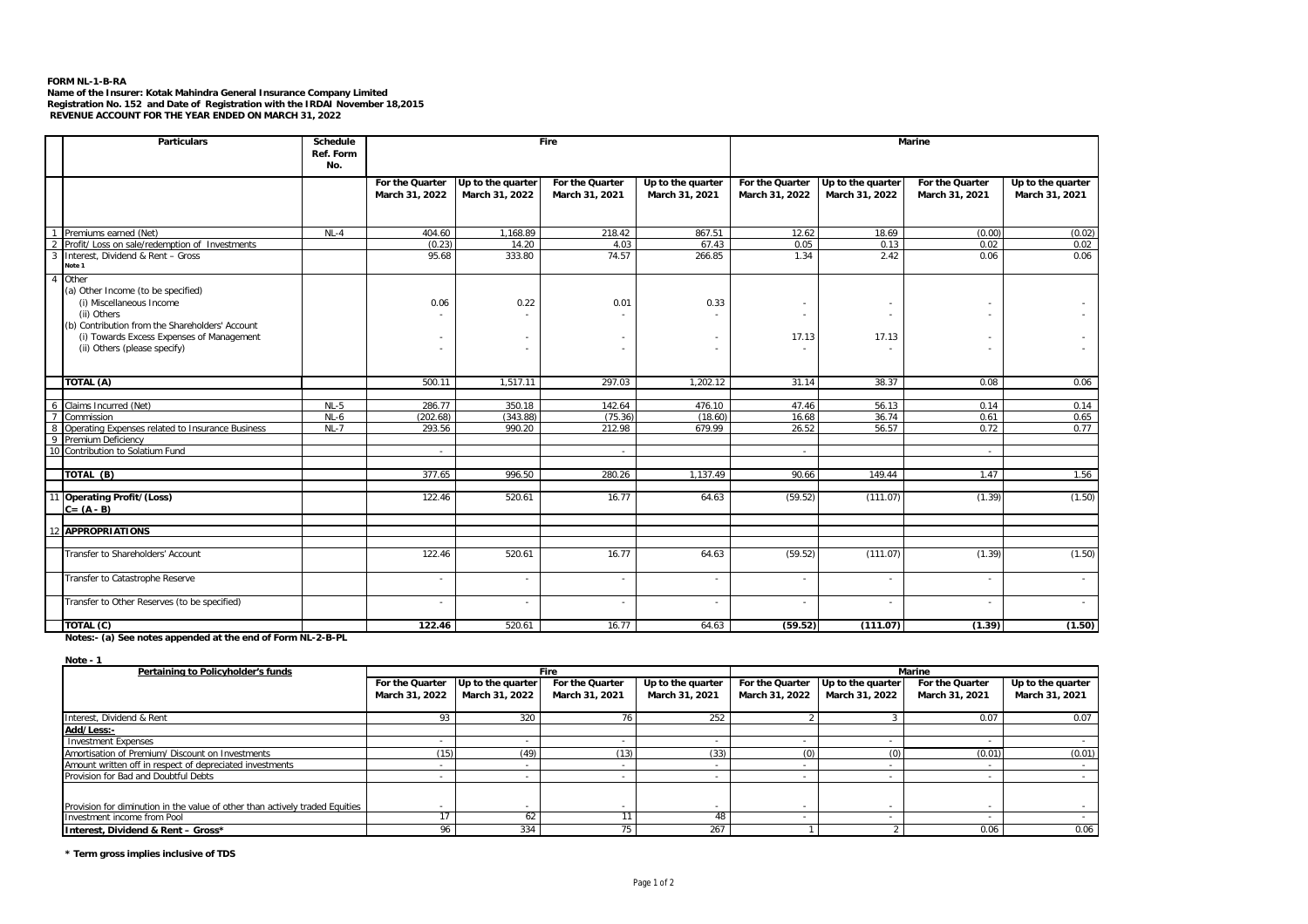**FORM NL-1-B-RA**
**Name of the Insurer: Kotak Mahindra General Insurance Company Limited**
**Registration No. 152 and Date of Registration with the IRDAI November 18,2015**
**REVENUE ACCOUNT FOR THE YEAR ENDED ON MARCH 31, 2022**

| | Particulars | Schedule Ref. Form No. | Fire | | | | Marine | | | |
|---|---|---|---|---|---|---|---|---|---|---|
| | | | For the Quarter March 31, 2022 | Up to the quarter March 31, 2022 | For the Quarter March 31, 2021 | Up to the quarter March 31, 2021 | For the Quarter March 31, 2022 | Up to the quarter March 31, 2022 | For the Quarter March 31, 2021 | Up to the quarter March 31, 2021 |
| 1 | Premiums earned (Net) | NL-4 | 404.60 | 1,168.89 | 218.42 | 867.51 | 12.62 | 18.69 | (0.00) | (0.02) |
| 2 | Profit/ Loss on sale/redemption of Investments | | (0.23) | 14.20 | 4.03 | 67.43 | 0.05 | 0.13 | 0.02 | 0.02 |
| 3 | Interest, Dividend & Rent – Gross Note 1 | | 95.68 | 333.80 | 74.57 | 266.85 | 1.34 | 2.42 | 0.06 | 0.06 |
| 4 | Other | | | | | | | | | |
| | (a) Other Income (to be specified) | | | | | | | | | |
| | (i) Miscellaneous Income | | 0.06 | 0.22 | 0.01 | 0.33 | - | - | - | - |
| | (ii) Others | | - | - | - | - | - | - | - | - |
| | (b) Contribution from the Shareholders' Account | | | | | | | | | |
| | (i) Towards Excess Expenses of Management | | - | - | - | - | 17.13 | 17.13 | - | - |
| | (ii) Others (please specify) | | - | - | - | - | - | - | - | - |
| | **TOTAL (A)** | | 500.11 | 1,517.11 | 297.03 | 1,202.12 | 31.14 | 38.37 | 0.08 | 0.06 |
| 6 | Claims Incurred (Net) | NL-5 | 286.77 | 350.18 | 142.64 | 476.10 | 47.46 | 56.13 | 0.14 | 0.14 |
| 7 | Commission | NL-6 | (202.68) | (343.88) | (75.36) | (18.60) | 16.68 | 36.74 | 0.61 | 0.65 |
| 8 | Operating Expenses related to Insurance Business | NL-7 | 293.56 | 990.20 | 212.98 | 679.99 | 26.52 | 56.57 | 0.72 | 0.77 |
| 9 | Premium Deficiency | | | | | | | | | |
| 10 | Contribution to Solatium Fund | | - | | - | | - | | - | |
| | **TOTAL (B)** | | 377.65 | 996.50 | 280.26 | 1,137.49 | 90.66 | 149.44 | 1.47 | 1.56 |
| 11 | **Operating Profit/(Loss) C= (A - B)** | | 122.46 | 520.61 | 16.77 | 64.63 | (59.52) | (111.07) | (1.39) | (1.50) |
| 12 | **APPROPRIATIONS** | | | | | | | | | |
| | Transfer to Shareholders' Account | | 122.46 | 520.61 | 16.77 | 64.63 | (59.52) | (111.07) | (1.39) | (1.50) |
| | Transfer to Catastrophe Reserve | | - | - | - | - | - | - | - | - |
| | Transfer to Other Reserves (to be specified) | | - | - | - | - | - | - | - | - |
| | **TOTAL (C)** | | **122.46** | 520.61 | 16.77 | 64.63 | **(59.52)** | **(111.07)** | **(1.39)** | **(1.50)** |

**Notes:- (a) See notes appended at the end of Form NL-2-B-PL**

**Note - 1**

| Pertaining to Policyholder's funds | Fire | | | | Marine | | | |
|---|---|---|---|---|---|---|---|---|
| | For the Quarter March 31, 2022 | Up to the quarter March 31, 2022 | For the Quarter March 31, 2021 | Up to the quarter March 31, 2021 | For the Quarter March 31, 2022 | Up to the quarter March 31, 2022 | For the Quarter March 31, 2021 | Up to the quarter March 31, 2021 |
| Interest, Dividend & Rent | 93 | 320 | 76 | 252 | 2 | 3 | 0.07 | 0.07 |
| **Add/Less:-** | | | | | | | | |
| Investment Expenses | - | - | - | - | - | - | - | - |
| Amortisation of Premium/ Discount on Investments | (15) | (49) | (13) | (33) | (0) | (0) | (0.01) | (0.01) |
| Amount written off in respect of depreciated investments | - | - | - | - | - | - | - | - |
| Provision for Bad and Doubtful Debts | - | - | - | - | - | - | - | - |
| Provision for diminution in the value of other than actively traded Equities | - | - | - | - | - | - | - | - |
| Investment income from Pool | 17 | 62 | 11 | 48 | - | - | - | - |
| **Interest, Dividend & Rent – Gross*** | 96 | 334 | 75 | 267 | 1 | 2 | 0.06 | 0.06 |

**\* Term gross implies inclusive of TDS**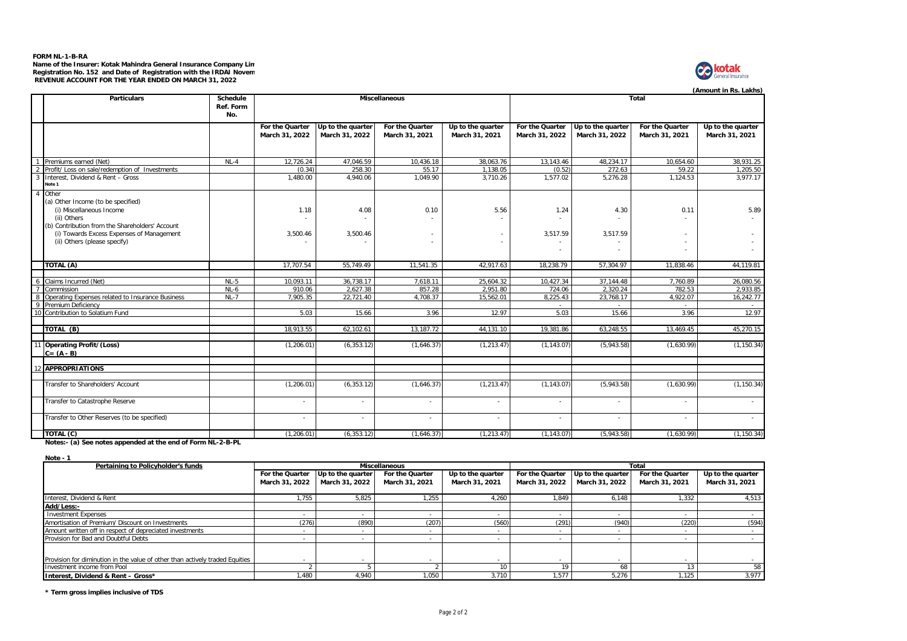**FORM NL-1-B-RA**
**Name of the Insurer: Kotak Mahindra General Insurance Company Lim**
**Registration No. 152 and Date of Registration with the IRDAI Novem**
**REVENUE ACCOUNT FOR THE YEAR ENDED ON MARCH 31, 2022**

**(Amount in Rs. Lakhs)**

| | Particulars | Schedule Ref. Form No. | Miscellaneous | | | | Total | | | |
|---|---|---|---|---|---|---|---|---|---|---|
| | | | For the Quarter March 31, 2022 | Up to the quarter March 31, 2022 | For the Quarter March 31, 2021 | Up to the quarter March 31, 2021 | For the Quarter March 31, 2022 | Up to the quarter March 31, 2022 | For the Quarter March 31, 2021 | Up to the quarter March 31, 2021 |
| 1 | Premiums earned (Net) | NL-4 | 12,726.24 | 47,046.59 | 10,436.18 | 38,063.76 | 13,143.46 | 48,234.17 | 10,654.60 | 38,931.25 |
| 2 | Profit/ Loss on sale/redemption of Investments | | (0.34) | 258.30 | 55.17 | 1,138.05 | (0.52) | 272.63 | 59.22 | 1,205.50 |
| 3 | Interest, Dividend & Rent – Gross Note 1 | | 1,480.00 | 4,940.06 | 1,049.90 | 3,710.26 | 1,577.02 | 5,276.28 | 1,124.53 | 3,977.17 |
| 4 | Other | | | | | | | | | |
| | (a) Other Income (to be specified) | | | | | | | | | |
| | (i) Miscellaneous Income | | 1.18 | 4.08 | 0.10 | 5.56 | 1.24 | 4.30 | 0.11 | 5.89 |
| | (ii) Others | | - | - | - | - | - | - | - | - |
| | (b) Contribution from the Shareholders' Account | | | | | | | | | |
| | (i) Towards Excess Expenses of Management | | 3,500.46 | 3,500.46 | - | - | 3,517.59 | 3,517.59 | - | - |
| | (ii) Others (please specify) | | - | - | - | - | - | - | - | - |
| | | | | | | | - | - | - | - |
| | **TOTAL (A)** | | 17,707.54 | 55,749.49 | 11,541.35 | 42,917.63 | 18,238.79 | 57,304.97 | 11,838.46 | 44,119.81 |
| 6 | Claims Incurred (Net) | NL-5 | 10,093.11 | 36,738.17 | 7,618.11 | 25,604.32 | 10,427.34 | 37,144.48 | 7,760.89 | 26,080.56 |
| 7 | Commission | NL-6 | 910.06 | 2,627.38 | 857.28 | 2,951.80 | 724.06 | 2,320.24 | 782.53 | 2,933.85 |
| 8 | Operating Expenses related to Insurance Business | NL-7 | 7,905.35 | 22,721.40 | 4,708.37 | 15,562.01 | 8,225.43 | 23,768.17 | 4,922.07 | 16,242.77 |
| 9 | Premium Deficiency | | | | | | - | - | - | - |
| 10 | Contribution to Solatium Fund | | 5.03 | 15.66 | 3.96 | 12.97 | 5.03 | 15.66 | 3.96 | 12.97 |
| | **TOTAL (B)** | | 18,913.55 | 62,102.61 | 13,187.72 | 44,131.10 | 19,381.86 | 63,248.55 | 13,469.45 | 45,270.15 |
| 11 | **Operating Profit/(Loss) C= (A - B)** | | (1,206.01) | (6,353.12) | (1,646.37) | (1,213.47) | (1,143.07) | (5,943.58) | (1,630.99) | (1,150.34) |
| 12 | **APPROPRIATIONS** | | | | | | | | | |
| | Transfer to Shareholders' Account | | (1,206.01) | (6,353.12) | (1,646.37) | (1,213.47) | (1,143.07) | (5,943.58) | (1,630.99) | (1,150.34) |
| | Transfer to Catastrophe Reserve | | - | - | - | - | - | - | - | - |
| | Transfer to Other Reserves (to be specified) | | - | - | - | - | - | - | - | - |
| | **TOTAL (C)** | | (1,206.01) | (6,353.12) | (1,646.37) | (1,213.47) | (1,143.07) | (5,943.58) | (1,630.99) | (1,150.34) |

**Notes:- (a) See notes appended at the end of Form NL-2-B-PL**

**Note - 1**

| Pertaining to Policyholder's funds | Miscellaneous | | | | Total | | | |
|---|---|---|---|---|---|---|---|---|
| | For the Quarter March 31, 2022 | Up to the quarter March 31, 2022 | For the Quarter March 31, 2021 | Up to the quarter March 31, 2021 | For the Quarter March 31, 2022 | Up to the quarter March 31, 2022 | For the Quarter March 31, 2021 | Up to the quarter March 31, 2021 |
| Interest, Dividend & Rent | 1,755 | 5,825 | 1,255 | 4,260 | 1,849 | 6,148 | 1,332 | 4,513 |
| **Add/Less:-** | | | | | | | | |
| Investment Expenses | - | - | - | - | - | - | - | - |
| Amortisation of Premium/ Discount on Investments | (276) | (890) | (207) | (560) | (291) | (940) | (220) | (594) |
| Amount written off in respect of depreciated investments | - | - | - | - | - | - | - | - |
| Provision for Bad and Doubtful Debts | - | - | - | - | - | - | - | - |
| Provision for diminution in the value of other than actively traded Equities | - | - | - | - | - | - | - | - |
| Investment income from Pool | 2 | 5 | 2 | 10 | 19 | 68 | 13 | 58 |
| **Interest, Dividend & Rent – Gross*** | 1,480 | 4,940 | 1,050 | 3,710 | 1,577 | 5,276 | 1,125 | 3,977 |

**\* Term gross implies inclusive of TDS**